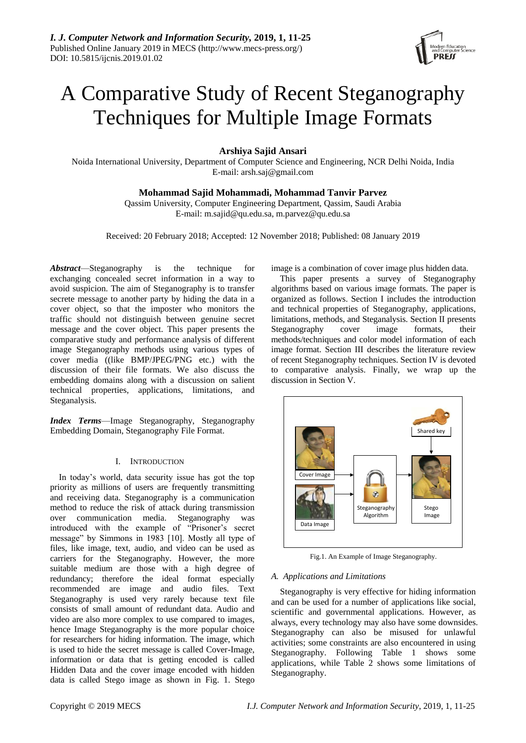# A Comparative Study of Recent Steganography Techniques for Multiple Image Formats

**Arshiya Sajid Ansari**

Noida International University, Department of Computer Science and Engineering, NCR Delhi Noida, India
E-mail: arsh.saj@gmail.com

**Mohammad Sajid Mohammadi, Mohammad Tanvir Parvez**

Qassim University, Computer Engineering Department, Qassim, Saudi Arabia
E-mail: m.sajid@qu.edu.sa, m.parvez@qu.edu.sa

Received: 20 February 2018; Accepted: 12 November 2018; Published: 08 January 2019

***Abstract***—Steganography is the technique for exchanging concealed secret information in a way to avoid suspicion. The aim of Steganography is to transfer secrete message to another party by hiding the data in a cover object, so that the imposter who monitors the traffic should not distinguish between genuine secret message and the cover object. This paper presents the comparative study and performance analysis of different image Steganography methods using various types of cover media ((like BMP/JPEG/PNG etc.) with the discussion of their file formats. We also discuss the embedding domains along with a discussion on salient technical properties, applications, limitations, and Steganalysis.

***Index Terms***—Image Steganography, Steganography Embedding Domain, Steganography File Format.

## I. Introduction

In today's world, data security issue has got the top priority as millions of users are frequently transmitting and receiving data. Steganography is a communication method to reduce the risk of attack during transmission over communication media. Steganography was introduced with the example of "Prisoner's secret message" by Simmons in 1983 [10]. Mostly all type of files, like image, text, audio, and video can be used as carriers for the Steganography. However, the more suitable medium are those with a high degree of redundancy; therefore the ideal format especially recommended are image and audio files. Text Steganography is used very rarely because text file consists of small amount of redundant data. Audio and video are also more complex to use compared to images, hence Image Steganography is the more popular choice for researchers for hiding information. The image, which is used to hide the secret message is called Cover-Image, information or data that is getting encoded is called Hidden Data and the cover image encoded with hidden data is called Stego image as shown in Fig. 1. Stego image is a combination of cover image plus hidden data.

This paper presents a survey of Steganography algorithms based on various image formats. The paper is organized as follows. Section I includes the introduction and technical properties of Steganography, applications, limitations, methods, and Steganalysis. Section II presents Steganography cover image formats, their methods/techniques and color model information of each image format. Section III describes the literature review of recent Steganography techniques. Section IV is devoted to comparative analysis. Finally, we wrap up the discussion in Section V.

Fig.1. An Example of Image Steganography.

### A. Applications and Limitations

Steganography is very effective for hiding information and can be used for a number of applications like social, scientific and governmental applications. However, as always, every technology may also have some downsides. Steganography can also be misused for unlawful activities; some constraints are also encountered in using Steganography. Following Table 1 shows some applications, while Table 2 shows some limitations of Steganography.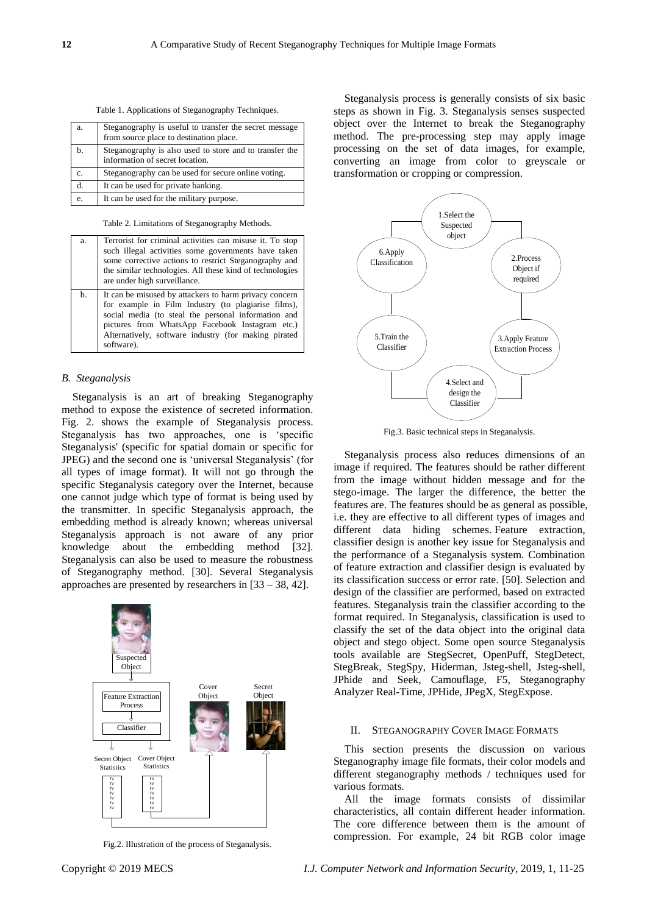Table 1. Applications of Steganography Techniques.

| | |
|---|---|
| a. | Steganography is useful to transfer the secret message from source place to destination place. |
| b. | Steganography is also used to store and to transfer the information of secret location. |
| c. | Steganography can be used for secure online voting. |
| d. | It can be used for private banking. |
| e. | It can be used for the military purpose. |

Table 2. Limitations of Steganography Methods.

| | |
|---|---|
| a. | Terrorist for criminal activities can misuse it. To stop such illegal activities some governments have taken some corrective actions to restrict Steganography and the similar technologies. All these kind of technologies are under high surveillance. |
| b. | It can be misused by attackers to harm privacy concern for example in Film Industry (to plagiarise films), social media (to steal the personal information and pictures from WhatsApp Facebook Instagram etc.) Alternatively, software industry (for making pirated software). |

### *B. Steganalysis*

Steganalysis is an art of breaking Steganography method to expose the existence of secreted information. Fig. 2. shows the example of Steganalysis process. Steganalysis has two approaches, one is 'specific Steganalysis' (specific for spatial domain or specific for JPEG) and the second one is 'universal Steganalysis' (for all types of image format). It will not go through the specific Steganalysis category over the Internet, because one cannot judge which type of format is being used by the transmitter. In specific Steganalysis approach, the embedding method is already known; whereas universal Steganalysis approach is not aware of any prior knowledge about the embedding method [32]. Steganalysis can also be used to measure the robustness of Steganography method. [30]. Several Steganalysis approaches are presented by researchers in [33 – 38, 42].

Fig.2. Illustration of the process of Steganalysis.

Steganalysis process is generally consists of six basic steps as shown in Fig. 3. Steganalysis senses suspected object over the Internet to break the Steganography method. The pre-processing step may apply image processing on the set of data images, for example, converting an image from color to greyscale or transformation or cropping or compression.

Fig.3. Basic technical steps in Steganalysis.

Steganalysis process also reduces dimensions of an image if required. The features should be rather different from the image without hidden message and for the stego-image. The larger the difference, the better the features are. The features should be as general as possible, i.e. they are effective to all different types of images and different data hiding schemes. Feature extraction, classifier design is another key issue for Steganalysis and the performance of a Steganalysis system. Combination of feature extraction and classifier design is evaluated by its classification success or error rate. [50]. Selection and design of the classifier are performed, based on extracted features. Steganalysis train the classifier according to the format required. In Steganalysis, classification is used to classify the set of the data object into the original data object and stego object. Some open source Steganalysis tools available are StegSecret, OpenPuff, StegDetect, StegBreak, StegSpy, Hiderman, Jsteg-shell, Jsteg-shell, JPhide and Seek, Camouflage, F5, Steganography Analyzer Real-Time, JPHide, JPegX, StegExpose.

## II. Steganography Cover Image Formats

This section presents the discussion on various Steganography image file formats, their color models and different steganography methods / techniques used for various formats.

All the image formats consists of dissimilar characteristics, all contain different header information. The core difference between them is the amount of compression. For example, 24 bit RGB color image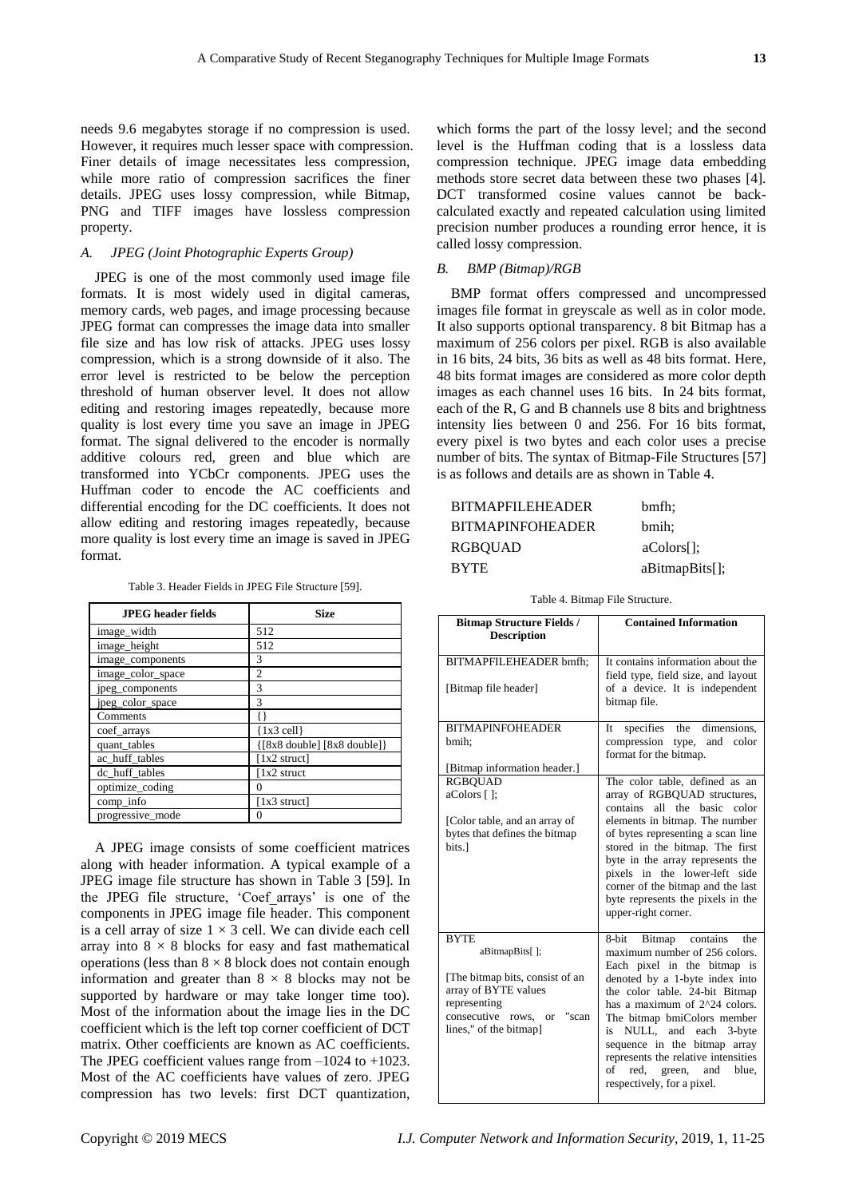needs 9.6 megabytes storage if no compression is used. However, it requires much lesser space with compression. Finer details of image necessitates less compression, while more ratio of compression sacrifices the finer details. JPEG uses lossy compression, while Bitmap, PNG and TIFF images have lossless compression property.

### *A. JPEG (Joint Photographic Experts Group)*

JPEG is one of the most commonly used image file formats. It is most widely used in digital cameras, memory cards, web pages, and image processing because JPEG format can compresses the image data into smaller file size and has low risk of attacks. JPEG uses lossy compression, which is a strong downside of it also. The error level is restricted to be below the perception threshold of human observer level. It does not allow editing and restoring images repeatedly, because more quality is lost every time you save an image in JPEG format. The signal delivered to the encoder is normally additive colours red, green and blue which are transformed into YCbCr components. JPEG uses the Huffman coder to encode the AC coefficients and differential encoding for the DC coefficients. It does not allow editing and restoring images repeatedly, because more quality is lost every time an image is saved in JPEG format.

Table 3. Header Fields in JPEG File Structure [59].

| JPEG header fields | Size |
|---|---|
| image_width | 512 |
| image_height | 512 |
| image_components | 3 |
| image_color_space | 2 |
| jpeg_components | 3 |
| jpeg_color_space | 3 |
| Comments | {} |
| coef_arrays | {1x3 cell} |
| quant_tables | {[8x8 double] [8x8 double]} |
| ac_huff_tables | [1x2 struct] |
| dc_huff_tables | [1x2 struct |
| optimize_coding | 0 |
| comp_info | [1x3 struct] |
| progressive_mode | 0 |

A JPEG image consists of some coefficient matrices along with header information. A typical example of a JPEG image file structure has shown in Table 3 [59]. In the JPEG file structure, 'Coef_arrays' is one of the components in JPEG image file header. This component is a cell array of size $1 \times 3$ cell. We can divide each cell array into $8 \times 8$ blocks for easy and fast mathematical operations (less than $8 \times 8$ block does not contain enough information and greater than $8 \times 8$ blocks may not be supported by hardware or may take longer time too). Most of the information about the image lies in the DC coefficient which is the left top corner coefficient of DCT matrix. Other coefficients are known as AC coefficients. The JPEG coefficient values range from –1024 to +1023. Most of the AC coefficients have values of zero. JPEG compression has two levels: first DCT quantization, which forms the part of the lossy level; and the second level is the Huffman coding that is a lossless data compression technique. JPEG image data embedding methods store secret data between these two phases [4]. DCT transformed cosine values cannot be back-calculated exactly and repeated calculation using limited precision number produces a rounding error hence, it is called lossy compression.

### *B. BMP (Bitmap)/RGB*

BMP format offers compressed and uncompressed images file format in greyscale as well as in color mode. It also supports optional transparency. 8 bit Bitmap has a maximum of 256 colors per pixel. RGB is also available in 16 bits, 24 bits, 36 bits as well as 48 bits format. Here, 48 bits format images are considered as more color depth images as each channel uses 16 bits. In 24 bits format, each of the R, G and B channels use 8 bits and brightness intensity lies between 0 and 256. For 16 bits format, every pixel is two bytes and each color uses a precise number of bits. The syntax of Bitmap-File Structures [57] is as follows and details are as shown in Table 4.

```
BITMAPFILEHEADER     bmfh;
BITMAPINFOHEADER     bmih;
RGBQUAD              aColors[];
BYTE                 aBitmapBits[];
```

Table 4. Bitmap File Structure.

| Bitmap Structure Fields / Description | Contained Information |
|---|---|
| BITMAPFILEHEADER bmfh; [Bitmap file header] | It contains information about the field type, field size, and layout of a device. It is independent bitmap file. |
| BITMAPINFOHEADER bmih; [Bitmap information header.] | It specifies the dimensions, compression type, and color format for the bitmap. |
| RGBQUAD aColors [ ]; [Color table, and an array of bytes that defines the bitmap bits.] | The color table, defined as an array of RGBQUAD structures, contains all the basic color elements in bitmap. The number of bytes representing a scan line stored in the bitmap. The first byte in the array represents the pixels in the lower-left side corner of the bitmap and the last byte represents the pixels in the upper-right corner. |
| BYTE aBitmapBits[ ]; [The bitmap bits, consist of an array of BYTE values representing consecutive rows, or "scan lines," of the bitmap] | 8-bit Bitmap contains the maximum number of 256 colors. Each pixel in the bitmap is denoted by a 1-byte index into the color table. 24-bit Bitmap has a maximum of 2^24 colors. The bitmap bmiColors member is NULL, and each 3-byte sequence in the bitmap array represents the relative intensities of red, green, and blue, respectively, for a pixel. |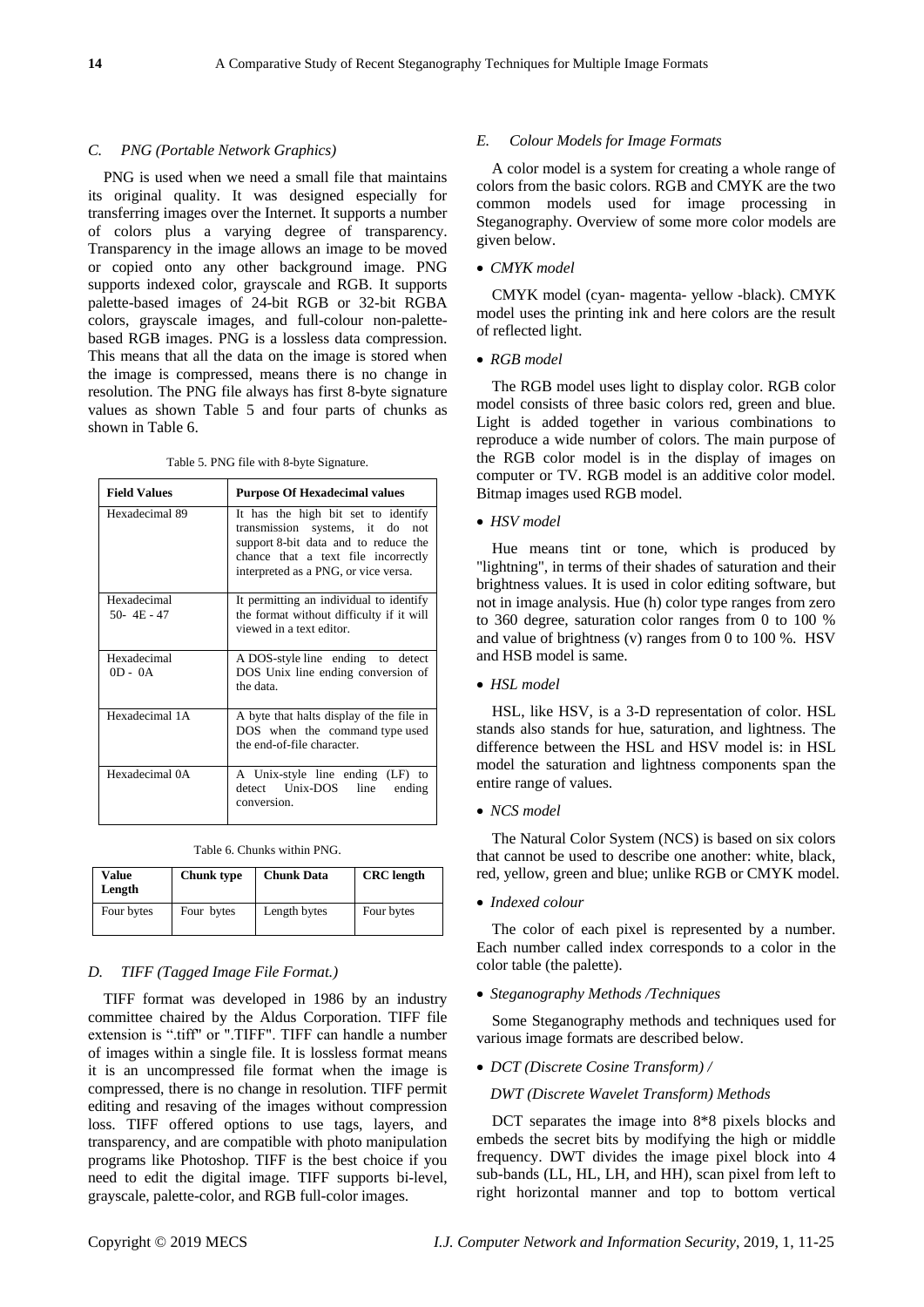### C. PNG (Portable Network Graphics)

PNG is used when we need a small file that maintains its original quality. It was designed especially for transferring images over the Internet. It supports a number of colors plus a varying degree of transparency. Transparency in the image allows an image to be moved or copied onto any other background image. PNG supports indexed color, grayscale and RGB. It supports palette-based images of 24-bit RGB or 32-bit RGBA colors, grayscale images, and full-colour non-palette-based RGB images. PNG is a lossless data compression. This means that all the data on the image is stored when the image is compressed, means there is no change in resolution. The PNG file always has first 8-byte signature values as shown Table 5 and four parts of chunks as shown in Table 6.

Table 5. PNG file with 8-byte Signature.

| Field Values | Purpose Of Hexadecimal values |
|---|---|
| Hexadecimal 89 | It has the high bit set to identify transmission systems, it do not support 8-bit data and to reduce the chance that a text file incorrectly interpreted as a PNG, or vice versa. |
| Hexadecimal 50- 4E - 47 | It permitting an individual to identify the format without difficulty if it will viewed in a text editor. |
| Hexadecimal 0D - 0A | A DOS-style line ending to detect DOS Unix line ending conversion of the data. |
| Hexadecimal 1A | A byte that halts display of the file in DOS when the command type used the end-of-file character. |
| Hexadecimal 0A | A Unix-style line ending (LF) to detect Unix-DOS line ending conversion. |

Table 6. Chunks within PNG.

| Value Length | Chunk type | Chunk Data | CRC length |
|---|---|---|---|
| Four bytes | Four bytes | Length bytes | Four bytes |

### D. TIFF (Tagged Image File Format.)

TIFF format was developed in 1986 by an industry committee chaired by the Aldus Corporation. TIFF file extension is ".tiff" or ".TIFF". TIFF can handle a number of images within a single file. It is lossless format means it is an uncompressed file format when the image is compressed, there is no change in resolution. TIFF permit editing and resaving of the images without compression loss. TIFF offered options to use tags, layers, and transparency, and are compatible with photo manipulation programs like Photoshop. TIFF is the best choice if you need to edit the digital image. TIFF supports bi-level, grayscale, palette-color, and RGB full-color images.

### E. Colour Models for Image Formats

A color model is a system for creating a whole range of colors from the basic colors. RGB and CMYK are the two common models used for image processing in Steganography. Overview of some more color models are given below.

- *CMYK model*

CMYK model (cyan- magenta- yellow -black). CMYK model uses the printing ink and here colors are the result of reflected light.

- *RGB model*

The RGB model uses light to display color. RGB color model consists of three basic colors red, green and blue. Light is added together in various combinations to reproduce a wide number of colors. The main purpose of the RGB color model is in the display of images on computer or TV. RGB model is an additive color model. Bitmap images used RGB model.

- *HSV model*

Hue means tint or tone, which is produced by "lightning", in terms of their shades of saturation and their brightness values. It is used in color editing software, but not in image analysis. Hue (h) color type ranges from zero to 360 degree, saturation color ranges from 0 to 100 % and value of brightness (v) ranges from 0 to 100 %. HSV and HSB model is same.

- *HSL model*

HSL, like HSV, is a 3-D representation of color. HSL stands also stands for hue, saturation, and lightness. The difference between the HSL and HSV model is: in HSL model the saturation and lightness components span the entire range of values.

- *NCS model*

The Natural Color System (NCS) is based on six colors that cannot be used to describe one another: white, black, red, yellow, green and blue; unlike RGB or CMYK model.

- *Indexed colour*

The color of each pixel is represented by a number. Each number called index corresponds to a color in the color table (the palette).

- *Steganography Methods /Techniques*

Some Steganography methods and techniques used for various image formats are described below.

- *DCT (Discrete Cosine Transform) / DWT (Discrete Wavelet Transform) Methods*

DCT separates the image into 8*8 pixels blocks and embeds the secret bits by modifying the high or middle frequency. DWT divides the image pixel block into 4 sub-bands (LL, HL, LH, and HH), scan pixel from left to right horizontal manner and top to bottom vertical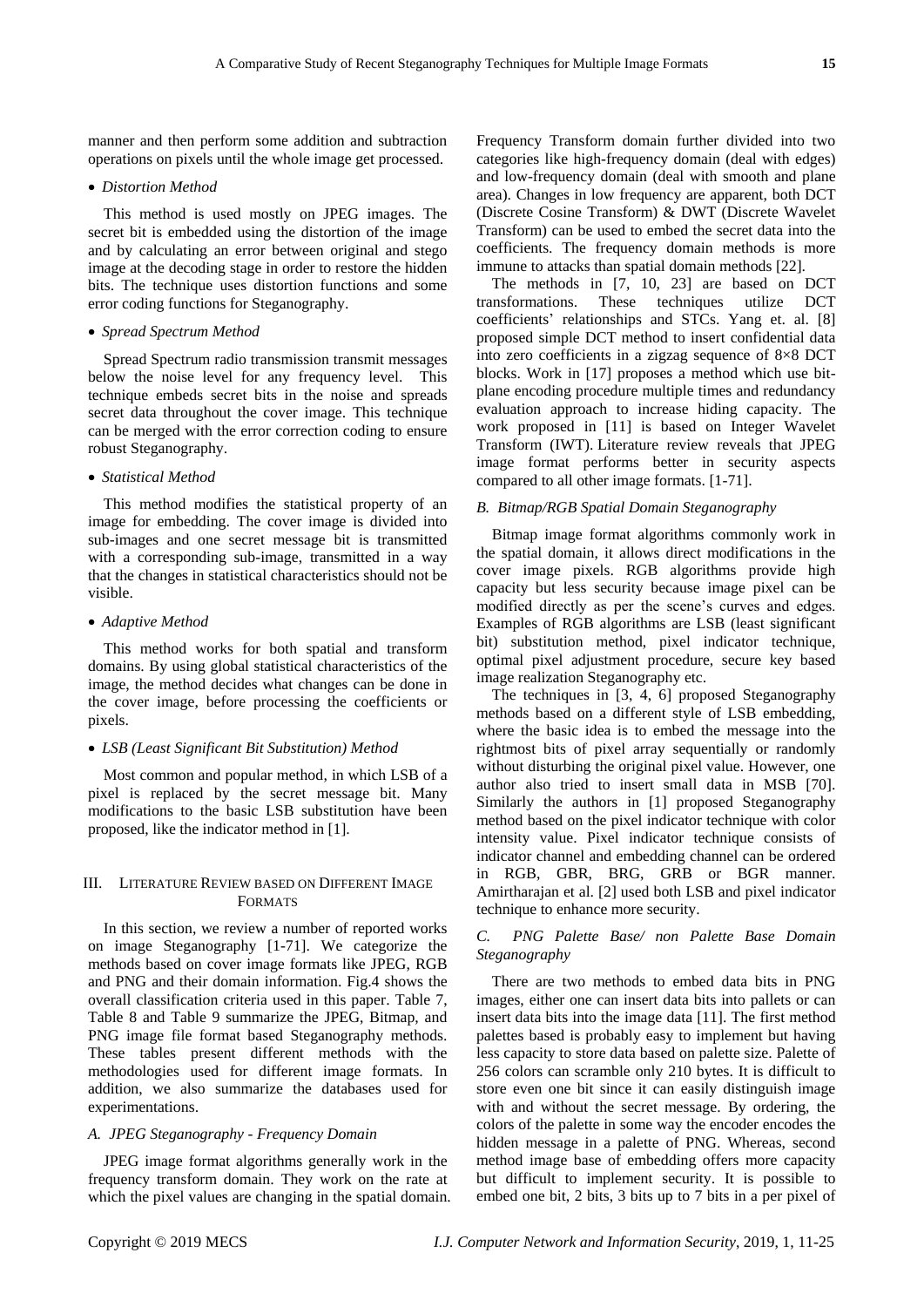manner and then perform some addition and subtraction operations on pixels until the whole image get processed.

- *Distortion Method*

This method is used mostly on JPEG images. The secret bit is embedded using the distortion of the image and by calculating an error between original and stego image at the decoding stage in order to restore the hidden bits. The technique uses distortion functions and some error coding functions for Steganography.

- *Spread Spectrum Method*

Spread Spectrum radio transmission transmit messages below the noise level for any frequency level. This technique embeds secret bits in the noise and spreads secret data throughout the cover image. This technique can be merged with the error correction coding to ensure robust Steganography.

- *Statistical Method*

This method modifies the statistical property of an image for embedding. The cover image is divided into sub-images and one secret message bit is transmitted with a corresponding sub-image, transmitted in a way that the changes in statistical characteristics should not be visible.

- *Adaptive Method*

This method works for both spatial and transform domains. By using global statistical characteristics of the image, the method decides what changes can be done in the cover image, before processing the coefficients or pixels.

- *LSB (Least Significant Bit Substitution) Method*

Most common and popular method, in which LSB of a pixel is replaced by the secret message bit. Many modifications to the basic LSB substitution have been proposed, like the indicator method in [1].

## III. Literature Review based on Different Image Formats

In this section, we review a number of reported works on image Steganography [1-71]. We categorize the methods based on cover image formats like JPEG, RGB and PNG and their domain information. Fig.4 shows the overall classification criteria used in this paper. Table 7, Table 8 and Table 9 summarize the JPEG, Bitmap, and PNG image file format based Steganography methods. These tables present different methods with the methodologies used for different image formats. In addition, we also summarize the databases used for experimentations.

### A. JPEG Steganography - Frequency Domain

JPEG image format algorithms generally work in the frequency transform domain. They work on the rate at which the pixel values are changing in the spatial domain. Frequency Transform domain further divided into two categories like high-frequency domain (deal with edges) and low-frequency domain (deal with smooth and plane area). Changes in low frequency are apparent, both DCT (Discrete Cosine Transform) & DWT (Discrete Wavelet Transform) can be used to embed the secret data into the coefficients. The frequency domain methods is more immune to attacks than spatial domain methods [22].

The methods in [7, 10, 23] are based on DCT transformations. These techniques utilize DCT coefficients' relationships and STCs. Yang et. al. [8] proposed simple DCT method to insert confidential data into zero coefficients in a zigzag sequence of 8×8 DCT blocks. Work in [17] proposes a method which use bit-plane encoding procedure multiple times and redundancy evaluation approach to increase hiding capacity. The work proposed in [11] is based on Integer Wavelet Transform (IWT). Literature review reveals that JPEG image format performs better in security aspects compared to all other image formats. [1-71].

### B. Bitmap/RGB Spatial Domain Steganography

Bitmap image format algorithms commonly work in the spatial domain, it allows direct modifications in the cover image pixels. RGB algorithms provide high capacity but less security because image pixel can be modified directly as per the scene's curves and edges. Examples of RGB algorithms are LSB (least significant bit) substitution method, pixel indicator technique, optimal pixel adjustment procedure, secure key based image realization Steganography etc.

The techniques in [3, 4, 6] proposed Steganography methods based on a different style of LSB embedding, where the basic idea is to embed the message into the rightmost bits of pixel array sequentially or randomly without disturbing the original pixel value. However, one author also tried to insert small data in MSB [70]. Similarly the authors in [1] proposed Steganography method based on the pixel indicator technique with color intensity value. Pixel indicator technique consists of indicator channel and embedding channel can be ordered in RGB, GBR, BRG, GRB or BGR manner. Amirtharajan et al. [2] used both LSB and pixel indicator technique to enhance more security.

### C. PNG Palette Base/ non Palette Base Domain Steganography

There are two methods to embed data bits in PNG images, either one can insert data bits into pallets or can insert data bits into the image data [11]. The first method palettes based is probably easy to implement but having less capacity to store data based on palette size. Palette of 256 colors can scramble only 210 bytes. It is difficult to store even one bit since it can easily distinguish image with and without the secret message. By ordering, the colors of the palette in some way the encoder encodes the hidden message in a palette of PNG. Whereas, second method image base of embedding offers more capacity but difficult to implement security. It is possible to embed one bit, 2 bits, 3 bits up to 7 bits in a per pixel of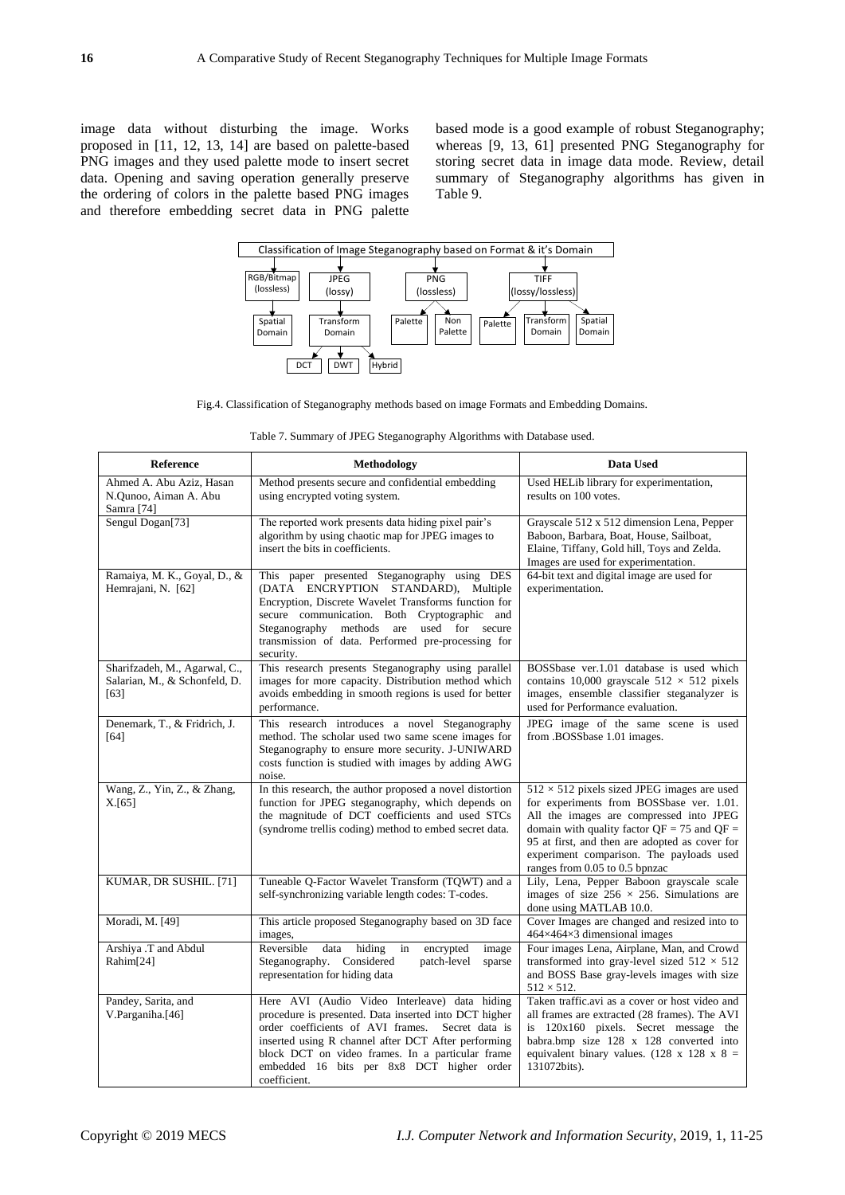image data without disturbing the image. Works proposed in [11, 12, 13, 14] are based on palette-based PNG images and they used palette mode to insert secret data. Opening and saving operation generally preserve the ordering of colors in the palette based PNG images and therefore embedding secret data in PNG palette based mode is a good example of robust Steganography; whereas [9, 13, 61] presented PNG Steganography for storing secret data in image data mode. Review, detail summary of Steganography algorithms has given in Table 9.

Classification of Image Steganography based on Format & it's Domain

- RGB/Bitmap (lossless)
  - Spatial Domain
- JPEG (lossy)
  - Transform Domain
    - DCT
    - DWT
    - Hybrid
- PNG (lossless)
  - Palette
  - Non Palette
- TIFF (lossy/lossless)
  - Palette
  - Transform Domain
  - Spatial Domain

Fig.4. Classification of Steganography methods based on image Formats and Embedding Domains.

Table 7. Summary of JPEG Steganography Algorithms with Database used.

| Reference | Methodology | Data Used |
|---|---|---|
| Ahmed A. Abu Aziz, Hasan N.Qunoo, Aiman A. Abu Samra [74] | Method presents secure and confidential embedding using encrypted voting system. | Used HELib library for experimentation, results on 100 votes. |
| Sengul Dogan[73] | The reported work presents data hiding pixel pair's algorithm by using chaotic map for JPEG images to insert the bits in coefficients. | Grayscale 512 x 512 dimension Lena, Pepper Baboon, Barbara, Boat, House, Sailboat, Elaine, Tiffany, Gold hill, Toys and Zelda. Images are used for experimentation. |
| Ramaiya, M. K., Goyal, D., & Hemrajani, N. [62] | This paper presented Steganography using DES (DATA ENCRYPTION STANDARD), Multiple Encryption, Discrete Wavelet Transforms function for secure communication. Both Cryptographic and Steganography methods are used for secure transmission of data. Performed pre-processing for security. | 64-bit text and digital image are used for experimentation. |
| Sharifzadeh, M., Agarwal, C., Salarian, M., & Schonfeld, D. [63] | This research presents Steganography using parallel images for more capacity. Distribution method which avoids embedding in smooth regions is used for better performance. | BOSSbase ver.1.01 database is used which contains 10,000 grayscale 512 × 512 pixels images, ensemble classifier steganalyzer is used for Performance evaluation. |
| Denemark, T., & Fridrich, J. [64] | This research introduces a novel Steganography method. The scholar used two same scene images for Steganography to ensure more security. J-UNIWARD costs function is studied with images by adding AWG noise. | JPEG image of the same scene is used from .BOSSbase 1.01 images. |
| Wang, Z., Yin, Z., & Zhang, X.[65] | In this research, the author proposed a novel distortion function for JPEG steganography, which depends on the magnitude of DCT coefficients and used STCs (syndrome trellis coding) method to embed secret data. | 512 × 512 pixels sized JPEG images are used for experiments from BOSSbase ver. 1.01. All the images are compressed into JPEG domain with quality factor QF = 75 and QF = 95 at first, and then are adopted as cover for experiment comparison. The payloads used ranges from 0.05 to 0.5 bpnzac |
| KUMAR, DR SUSHIL. [71] | Tuneable Q-Factor Wavelet Transform (TQWT) and a self-synchronizing variable length codes: T-codes. | Lily, Lena, Pepper Baboon grayscale scale images of size 256 × 256. Simulations are done using MATLAB 10.0. |
| Moradi, M. [49] | This article proposed Steganography based on 3D face images, | Cover Images are changed and resized into to 464×464×3 dimensional images |
| Arshiya .T and Abdul Rahim[24] | Reversible data hiding in encrypted image Steganography. Considered patch-level sparse representation for hiding data | Four images Lena, Airplane, Man, and Crowd transformed into gray-level sized 512 × 512 and BOSS Base gray-levels images with size 512 × 512. |
| Pandey, Sarita, and V.Parganiha.[46] | Here AVI (Audio Video Interleave) data hiding procedure is presented. Data inserted into DCT higher order coefficients of AVI frames. Secret data is inserted using R channel after DCT After performing block DCT on video frames. In a particular frame embedded 16 bits per 8x8 DCT higher order coefficient. | Taken traffic.avi as a cover or host video and all frames are extracted (28 frames). The AVI is 120x160 pixels. Secret message the babra.bmp size 128 x 128 converted into equivalent binary values. (128 x 128 x 8 = 131072bits). |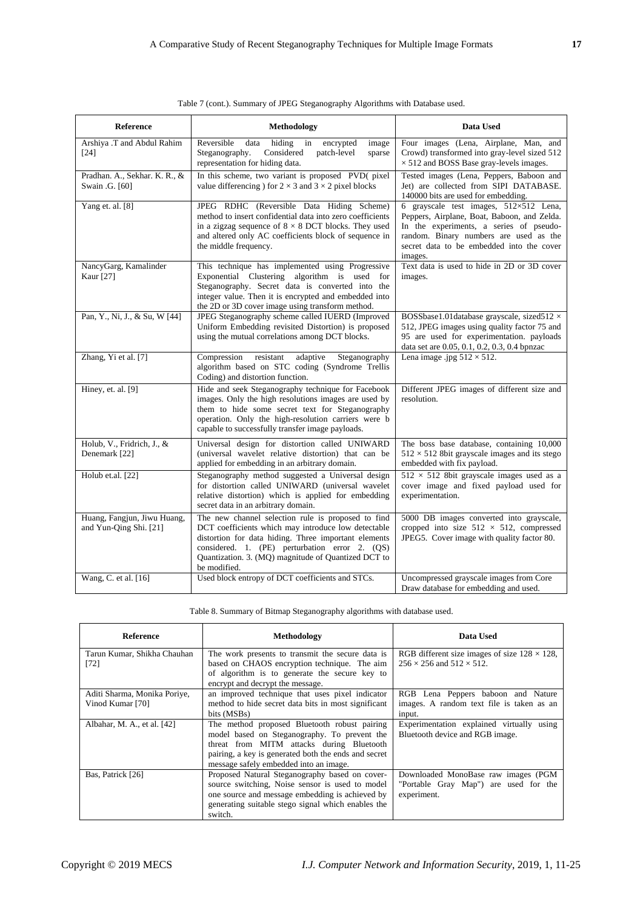Table 7 (cont.). Summary of JPEG Steganography Algorithms with Database used.

| Reference | Methodology | Data Used |
|---|---|---|
| Arshiya .T and Abdul Rahim [24] | Reversible data hiding in encrypted image Steganography. Considered patch-level sparse representation for hiding data. | Four images (Lena, Airplane, Man, and Crowd) transformed into gray-level sized 512 × 512 and BOSS Base gray-levels images. |
| Pradhan. A., Sekhar. K. R., & Swain .G. [60] | In this scheme, two variant is proposed PVD( pixel value differencing ) for 2 × 3 and 3 × 2 pixel blocks | Tested images (Lena, Peppers, Baboon and Jet) are collected from SIPI DATABASE. 140000 bits are used for embedding. |
| Yang et. al. [8] | JPEG RDHC (Reversible Data Hiding Scheme) method to insert confidential data into zero coefficients in a zigzag sequence of 8 × 8 DCT blocks. They used and altered only AC coefficients block of sequence in the middle frequency. | 6 grayscale test images, 512×512 Lena, Peppers, Airplane, Boat, Baboon, and Zelda. In the experiments, a series of pseudo-random. Binary numbers are used as the secret data to be embedded into the cover images. |
| NancyGarg, Kamalinder Kaur [27] | This technique has implemented using Progressive Exponential Clustering algorithm is used for Steganography. Secret data is converted into the integer value. Then it is encrypted and embedded into the 2D or 3D cover image using transform method. | Text data is used to hide in 2D or 3D cover images. |
| Pan, Y., Ni, J., & Su, W [44] | JPEG Steganography scheme called IUERD (Improved Uniform Embedding revisited Distortion) is proposed using the mutual correlations among DCT blocks. | BOSSbase1.01database grayscale, sized512 × 512, JPEG images using quality factor 75 and 95 are used for experimentation. payloads data set are 0.05, 0.1, 0.2, 0.3, 0.4 bpnzac |
| Zhang, Yi et al. [7] | Compression resistant adaptive Steganography algorithm based on STC coding (Syndrome Trellis Coding) and distortion function. | Lena image .jpg 512 × 512. |
| Hiney, et. al. [9] | Hide and seek Steganography technique for Facebook images. Only the high resolutions images are used by them to hide some secret text for Steganography operation. Only the high-resolution carriers were b capable to successfully transfer image payloads. | Different JPEG images of different size and resolution. |
| Holub, V., Fridrich, J., & Denemark [22] | Universal design for distortion called UNIWARD (universal wavelet relative distortion) that can be applied for embedding in an arbitrary domain. | The boss base database, containing 10,000 512 × 512 8bit grayscale images and its stego embedded with fix payload. |
| Holub et.al. [22] | Steganography method suggested a Universal design for distortion called UNIWARD (universal wavelet relative distortion) which is applied for embedding secret data in an arbitrary domain. | 512 × 512 8bit grayscale images used as a cover image and fixed payload used for experimentation. |
| Huang, Fangjun, Jiwu Huang, and Yun-Qing Shi. [21] | The new channel selection rule is proposed to find DCT coefficients which may introduce low detectable distortion for data hiding. Three important elements considered. 1. (PE) perturbation error 2. (QS) Quantization. 3. (MQ) magnitude of Quantized DCT to be modified. | 5000 DB images converted into grayscale, cropped into size 512 × 512, compressed JPEG5. Cover image with quality factor 80. |
| Wang, C. et al. [16] | Used block entropy of DCT coefficients and STCs. | Uncompressed grayscale images from Core Draw database for embedding and used. |

Table 8. Summary of Bitmap Steganography algorithms with database used.

| Reference | Methodology | Data Used |
|---|---|---|
| Tarun Kumar, Shikha Chauhan [72] | The work presents to transmit the secure data is based on CHAOS encryption technique. The aim of algorithm is to generate the secure key to encrypt and decrypt the message. | RGB different size images of size 128 × 128, 256 × 256 and 512 × 512. |
| Aditi Sharma, Monika Poriye, Vinod Kumar [70] | an improved technique that uses pixel indicator method to hide secret data bits in most significant bits (MSBs) | RGB Lena Peppers baboon and Nature images. A random text file is taken as an input. |
| Albahar, M. A., et al. [42] | The method proposed Bluetooth robust pairing model based on Steganography. To prevent the threat from MITM attacks during Bluetooth pairing, a key is generated both the ends and secret message safely embedded into an image. | Experimentation explained virtually using Bluetooth device and RGB image. |
| Bas, Patrick [26] | Proposed Natural Steganography based on cover-source switching, Noise sensor is used to model one source and message embedding is achieved by generating suitable stego signal which enables the switch. | Downloaded MonoBase raw images (PGM "Portable Gray Map") are used for the experiment. |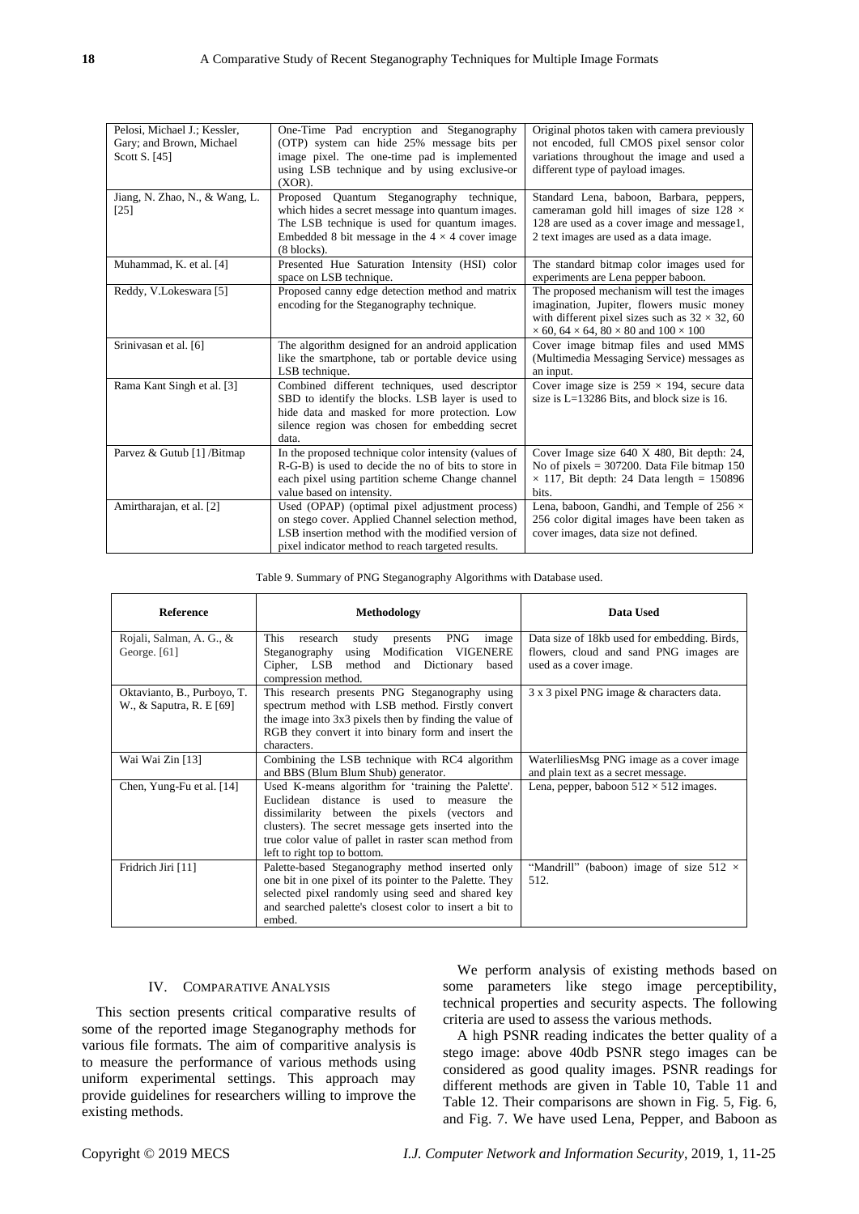| | | |
|---|---|---|
| Pelosi, Michael J.; Kessler, Gary; and Brown, Michael Scott S. [45] | One-Time Pad encryption and Steganography (OTP) system can hide 25% message bits per image pixel. The one-time pad is implemented using LSB technique and by using exclusive-or (XOR). | Original photos taken with camera previously not encoded, full CMOS pixel sensor color variations throughout the image and used a different type of payload images. |
| Jiang, N. Zhao, N., & Wang, L. [25] | Proposed Quantum Steganography technique, which hides a secret message into quantum images. The LSB technique is used for quantum images. Embedded 8 bit message in the $4 \times 4$ cover image (8 blocks). | Standard Lena, baboon, Barbara, peppers, cameraman gold hill images of size $128 \times 128$ are used as a cover image and message1, 2 text images are used as a data image. |
| Muhammad, K. et al. [4] | Presented Hue Saturation Intensity (HSI) color space on LSB technique. | The standard bitmap color images used for experiments are Lena pepper baboon. |
| Reddy, V.Lokeswara [5] | Proposed canny edge detection method and matrix encoding for the Steganography technique. | The proposed mechanism will test the images imagination, Jupiter, flowers music money with different pixel sizes such as $32 \times 32$, $60 \times 60$, $64 \times 64$, $80 \times 80$ and $100 \times 100$ |
| Srinivasan et al. [6] | The algorithm designed for an android application like the smartphone, tab or portable device using LSB technique. | Cover image bitmap files and used MMS (Multimedia Messaging Service) messages as an input. |
| Rama Kant Singh et al. [3] | Combined different techniques, used descriptor SBD to identify the blocks. LSB layer is used to hide data and masked for more protection. Low silence region was chosen for embedding secret data. | Cover image size is $259 \times 194$, secure data size is L=13286 Bits, and block size is 16. |
| Parvez & Gutub [1] /Bitmap | In the proposed technique color intensity (values of R-G-B) is used to decide the no of bits to store in each pixel using partition scheme Change channel value based on intensity. | Cover Image size 640 X 480, Bit depth: 24, No of pixels = 307200. Data File bitmap 150 $\times$ 117, Bit depth: 24 Data length = 150896 bits. |
| Amirtharajan, et al. [2] | Used (OPAP) (optimal pixel adjustment process) on stego cover. Applied Channel selection method, LSB insertion method with the modified version of pixel indicator method to reach targeted results. | Lena, baboon, Gandhi, and Temple of $256 \times 256$ color digital images have been taken as cover images, data size not defined. |

Table 9. Summary of PNG Steganography Algorithms with Database used.

| Reference | Methodology | Data Used |
|---|---|---|
| Rojali, Salman, A. G., & George. [61] | This research study presents PNG image Steganography using Modification VIGENERE Cipher, LSB method and Dictionary based compression method. | Data size of 18kb used for embedding. Birds, flowers, cloud and sand PNG images are used as a cover image. |
| Oktavianto, B., Purboyo, T. W., & Saputra, R. E [69] | This research presents PNG Steganography using spectrum method with LSB method. Firstly convert the image into 3x3 pixels then by finding the value of RGB they convert it into binary form and insert the characters. | 3 x 3 pixel PNG image & characters data. |
| Wai Wai Zin [13] | Combining the LSB technique with RC4 algorithm and BBS (Blum Blum Shub) generator. | WaterliliesMsg PNG image as a cover image and plain text as a secret message. |
| Chen, Yung-Fu et al. [14] | Used K-means algorithm for 'training the Palette'. Euclidean distance is used to measure the dissimilarity between the pixels (vectors and clusters). The secret message gets inserted into the true color value of pallet in raster scan method from left to right top to bottom. | Lena, pepper, baboon $512 \times 512$ images. |
| Fridrich Jiri [11] | Palette-based Steganography method inserted only one bit in one pixel of its pointer to the Palette. They selected pixel randomly using seed and shared key and searched palette's closest color to insert a bit to embed. | "Mandrill" (baboon) image of size $512 \times 512$. |

## IV. Comparative Analysis

This section presents critical comparative results of some of the reported image Steganography methods for various file formats. The aim of comparitive analysis is to measure the performance of various methods using uniform experimental settings. This approach may provide guidelines for researchers willing to improve the existing methods.

We perform analysis of existing methods based on some parameters like stego image perceptibility, technical properties and security aspects. The following criteria are used to assess the various methods.

A high PSNR reading indicates the better quality of a stego image: above 40db PSNR stego images can be considered as good quality images. PSNR readings for different methods are given in Table 10, Table 11 and Table 12. Their comparisons are shown in Fig. 5, Fig. 6, and Fig. 7. We have used Lena, Pepper, and Baboon as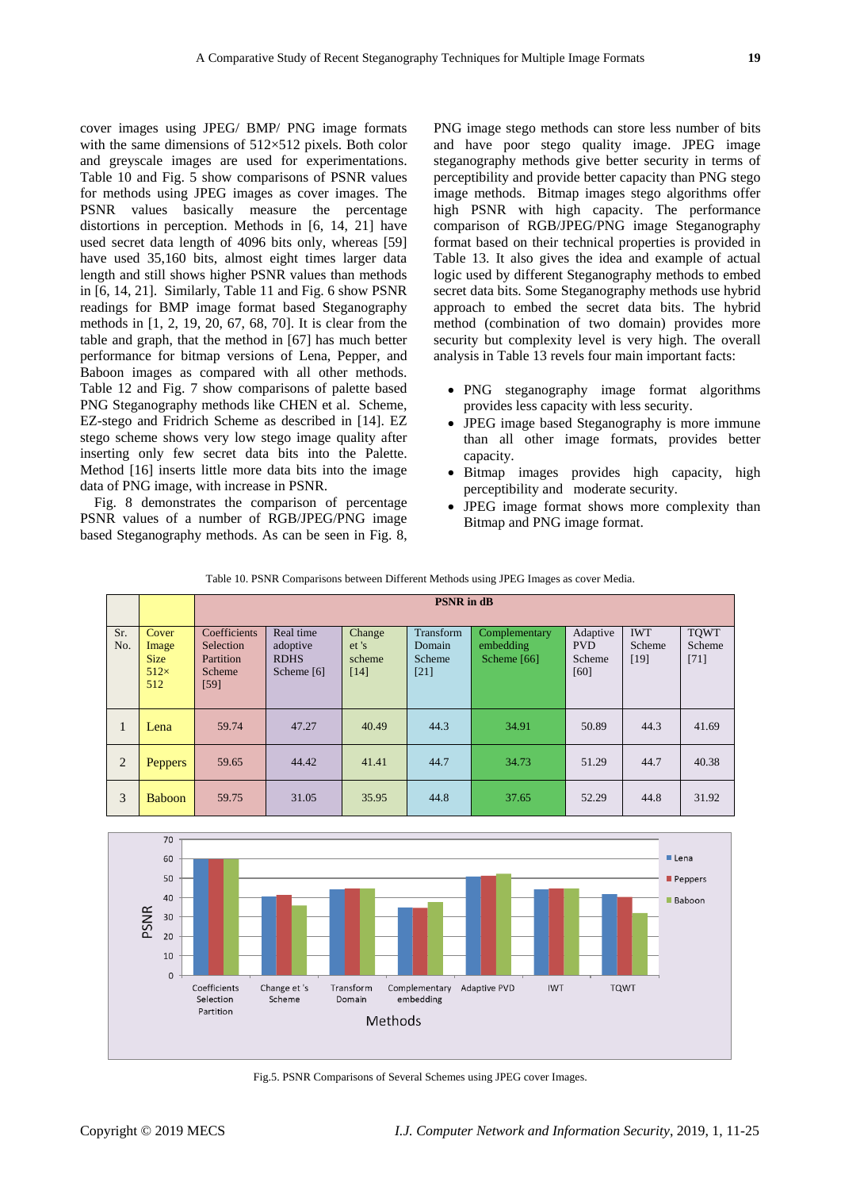cover images using JPEG/ BMP/ PNG image formats with the same dimensions of 512×512 pixels. Both color and greyscale images are used for experimentations. Table 10 and Fig. 5 show comparisons of PSNR values for methods using JPEG images as cover images. The PSNR values basically measure the percentage distortions in perception. Methods in [6, 14, 21] have used secret data length of 4096 bits only, whereas [59] have used 35,160 bits, almost eight times larger data length and still shows higher PSNR values than methods in [6, 14, 21]. Similarly, Table 11 and Fig. 6 show PSNR readings for BMP image format based Steganography methods in [1, 2, 19, 20, 67, 68, 70]. It is clear from the table and graph, that the method in [67] has much better performance for bitmap versions of Lena, Pepper, and Baboon images as compared with all other methods. Table 12 and Fig. 7 show comparisons of palette based PNG Steganography methods like CHEN et al. Scheme, EZ-stego and Fridrich Scheme as described in [14]. EZ stego scheme shows very low stego image quality after inserting only few secret data bits into the Palette. Method [16] inserts little more data bits into the image data of PNG image, with increase in PSNR.

Fig. 8 demonstrates the comparison of percentage PSNR values of a number of RGB/JPEG/PNG image based Steganography methods. As can be seen in Fig. 8, PNG image stego methods can store less number of bits and have poor stego quality image. JPEG image steganography methods give better security in terms of perceptibility and provide better capacity than PNG stego image methods. Bitmap images stego algorithms offer high PSNR with high capacity. The performance comparison of RGB/JPEG/PNG image Steganography format based on their technical properties is provided in Table 13. It also gives the idea and example of actual logic used by different Steganography methods to embed secret data bits. Some Steganography methods use hybrid approach to embed the secret data bits. The hybrid method (combination of two domain) provides more security but complexity level is very high. The overall analysis in Table 13 reveals four main important facts:

- PNG steganography image format algorithms provides less capacity with less security.
- JPEG image based Steganography is more immune than all other image formats, provides better capacity.
- Bitmap images provides high capacity, high perceptibility and moderate security.
- JPEG image format shows more complexity than Bitmap and PNG image format.

Table 10. PSNR Comparisons between Different Methods using JPEG Images as cover Media.

| Sr. No. | Cover Image Size 512×512 | PSNR in dB | | | | | | | |
|---|---|---|---|---|---|---|---|---|---|
| | | Coefficients Selection Partition Scheme [59] | Real time adoptive RDHS Scheme [6] | Change et 's scheme [14] | Transform Domain Scheme [21] | Complementary embedding Scheme [66] | Adaptive PVD Scheme [60] | IWT Scheme [19] | TQWT Scheme [71] |
| 1 | Lena | 59.74 | 47.27 | 40.49 | 44.3 | 34.91 | 50.89 | 44.3 | 41.69 |
| 2 | Peppers | 59.65 | 44.42 | 41.41 | 44.7 | 34.73 | 51.29 | 44.7 | 40.38 |
| 3 | Baboon | 59.75 | 31.05 | 35.95 | 44.8 | 37.65 | 52.29 | 44.8 | 31.92 |

Fig.5. PSNR Comparisons of Several Schemes using JPEG cover Images.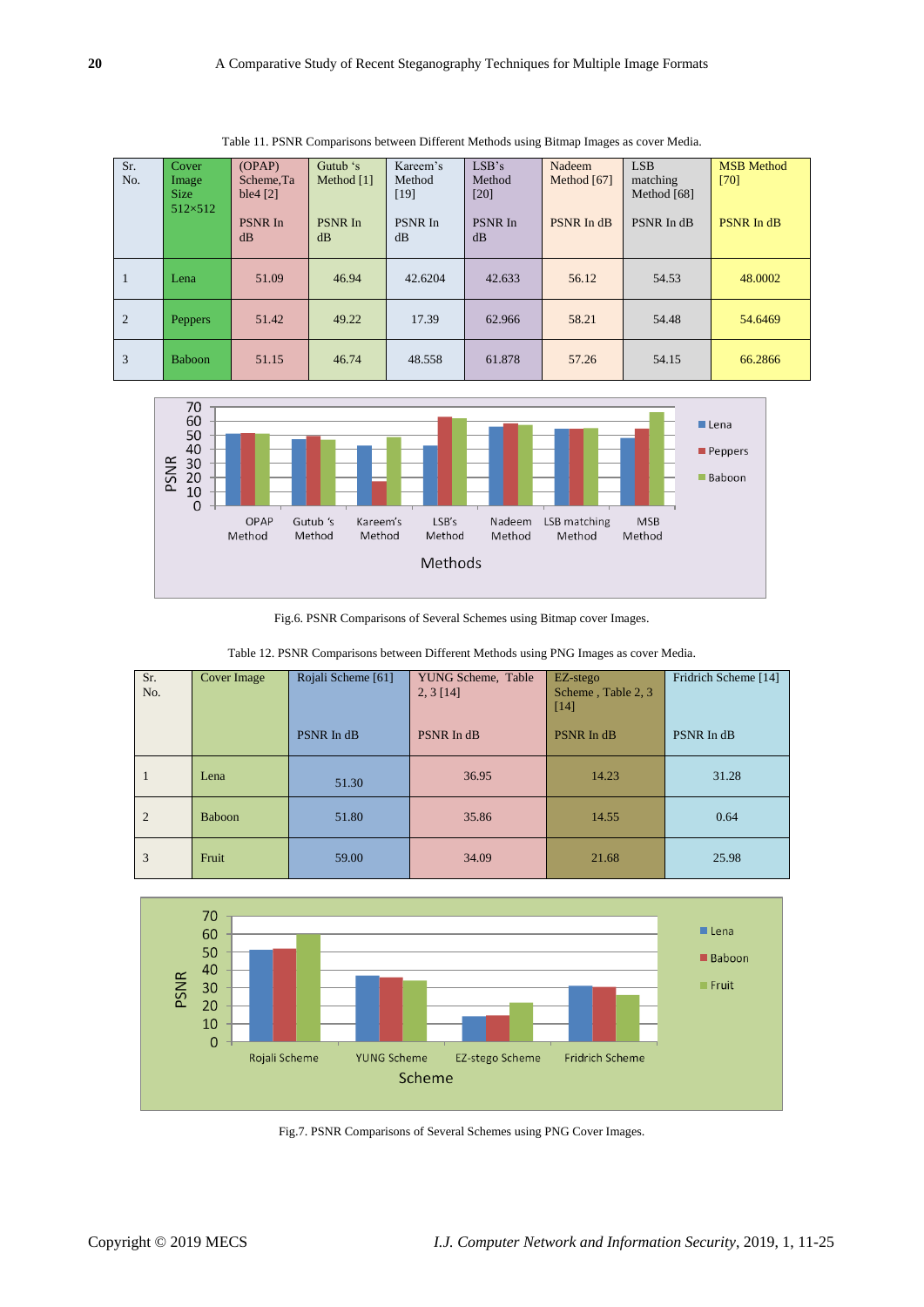Table 11. PSNR Comparisons between Different Methods using Bitmap Images as cover Media.

| Sr. No. | Cover Image Size 512×512 | (OPAP) Scheme,Table4 [2] PSNR In dB | Gutub 's Method [1] PSNR In dB | Kareem's Method [19] PSNR In dB | LSB's Method [20] PSNR In dB | Nadeem Method [67] PSNR In dB | LSB matching Method [68] PSNR In dB | MSB Method [70] PSNR In dB |
|---|---|---|---|---|---|---|---|---|
| 1 | Lena | 51.09 | 46.94 | 42.6204 | 42.633 | 56.12 | 54.53 | 48.0002 |
| 2 | Peppers | 51.42 | 49.22 | 17.39 | 62.966 | 58.21 | 54.48 | 54.6469 |
| 3 | Baboon | 51.15 | 46.74 | 48.558 | 61.878 | 57.26 | 54.15 | 66.2866 |

Fig.6. PSNR Comparisons of Several Schemes using Bitmap cover Images.

Table 12. PSNR Comparisons between Different Methods using PNG Images as cover Media.

| Sr. No. | Cover Image | Rojali Scheme [61] PSNR In dB | YUNG Scheme, Table 2, 3 [14] PSNR In dB | EZ-stego Scheme , Table 2, 3 [14] PSNR In dB | Fridrich Scheme [14] PSNR In dB |
|---|---|---|---|---|---|
| 1 | Lena | 51.30 | 36.95 | 14.23 | 31.28 |
| 2 | Baboon | 51.80 | 35.86 | 14.55 | 0.64 |
| 3 | Fruit | 59.00 | 34.09 | 21.68 | 25.98 |

Fig.7. PSNR Comparisons of Several Schemes using PNG Cover Images.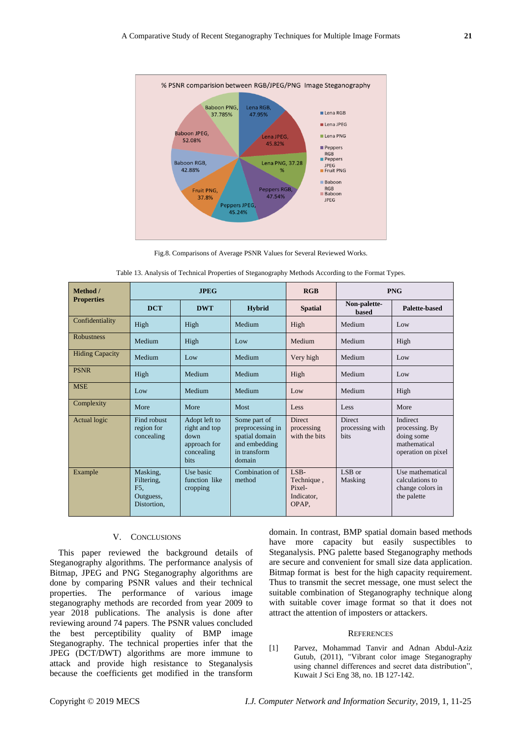Fig.8. Comparisons of Average PSNR Values for Several Reviewed Works.

Table 13. Analysis of Technical Properties of Steganography Methods According to the Format Types.

| Method / Properties | JPEG | | | RGB | PNG | |
|---|---|---|---|---|---|---|
| | DCT | DWT | Hybrid | Spatial | Non-palette-based | Palette-based |
| Confidentiality | High | High | Medium | High | Medium | Low |
| Robustness | Medium | High | Low | Medium | Medium | High |
| Hiding Capacity | Medium | Low | Medium | Very high | Medium | Low |
| PSNR | High | Medium | Medium | High | Medium | Low |
| MSE | Low | Medium | Medium | Low | Medium | High |
| Complexity | More | More | Most | Less | Less | More |
| Actual logic | Find robust region for concealing | Adopt left to right and top down approach for concealing bits | Some part of preprocessing in spatial domain and embedding in transform domain | Direct processing with the bits | Direct processing with bits | Indirect processing. By doing some mathematical operation on pixel |
| Example | Masking, Filtering, F5, Outguess, Distortion, | Use basic function like cropping | Combination of method | LSB-Technique , Pixel-Indicator, OPAP, | LSB or Masking | Use mathematical calculations to change colors in the palette |

## V. Conclusions

This paper reviewed the background details of Steganography algorithms. The performance analysis of Bitmap, JPEG and PNG Steganography algorithms are done by comparing PSNR values and their technical properties. The performance of various image steganography methods are recorded from year 2009 to year 2018 publications. The analysis is done after reviewing around 74 papers. The PSNR values concluded the best perceptibility quality of BMP image Steganography. The technical properties infer that the JPEG (DCT/DWT) algorithms are more immune to attack and provide high resistance to Steganalysis because the coefficients get modified in the transform domain. In contrast, BMP spatial domain based methods have more capacity but easily suspectibles to Steganalysis. PNG palette based Steganography methods are secure and convenient for small size data application. Bitmap format is best for the high capacity requirement. Thus to transmit the secret message, one must select the suitable combination of Steganography technique along with suitable cover image format so that it does not attract the attention of imposters or attackers.

## References

[1] Parvez, Mohammad Tanvir and Adnan Abdul-Aziz Gutub, (2011), "Vibrant color image Steganography using channel differences and secret data distribution", Kuwait J Sci Eng 38, no. 1B 127-142.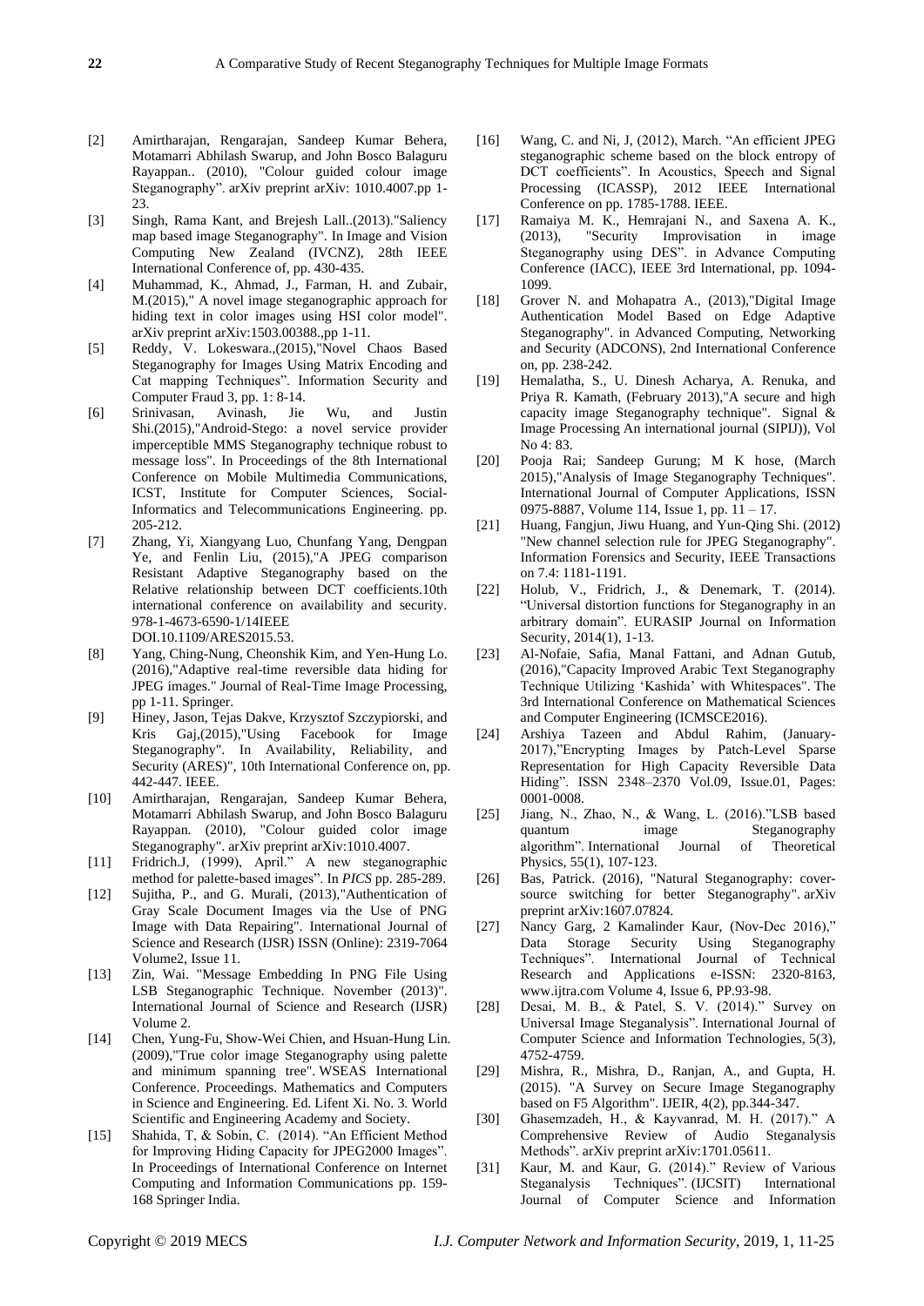[2] Amirtharajan, Rengarajan, Sandeep Kumar Behera, Motamarri Abhilash Swarup, and John Bosco Balaguru Rayappan.. (2010), "Colour guided colour image Steganography". arXiv preprint arXiv: 1010.4007.pp 1-23.

[3] Singh, Rama Kant, and Brejesh Lall..(2013)."Saliency map based image Steganography". In Image and Vision Computing New Zealand (IVCNZ), 28th IEEE International Conference of, pp. 430-435.

[4] Muhammad, K., Ahmad, J., Farman, H. and Zubair, M.(2015)," A novel image steganographic approach for hiding text in color images using HSI color model". arXiv preprint arXiv:1503.00388.,pp 1-11.

[5] Reddy, V. Lokeswara.,(2015),"Novel Chaos Based Steganography for Images Using Matrix Encoding and Cat mapping Techniques". Information Security and Computer Fraud 3, pp. 1: 8-14.

[6] Srinivasan, Avinash, Jie Wu, and Justin Shi.(2015),"Android-Stego: a novel service provider imperceptible MMS Steganography technique robust to message loss". In Proceedings of the 8th International Conference on Mobile Multimedia Communications, ICST, Institute for Computer Sciences, Social-Informatics and Telecommunications Engineering. pp. 205-212.

[7] Zhang, Yi, Xiangyang Luo, Chunfang Yang, Dengpan Ye, and Fenlin Liu, (2015),"A JPEG comparison Resistant Adaptive Steganography based on the Relative relationship between DCT coefficients.10th international conference on availability and security. 978-1-4673-6590-1/14IEEE DOI.10.1109/ARES2015.53.

[8] Yang, Ching-Nung, Cheonshik Kim, and Yen-Hung Lo. (2016),"Adaptive real-time reversible data hiding for JPEG images." Journal of Real-Time Image Processing, pp 1-11. Springer.

[9] Hiney, Jason, Tejas Dakve, Krzysztof Szczypiorski, and Kris Gaj,(2015),"Using Facebook for Image Steganography". In Availability, Reliability, and Security (ARES)", 10th International Conference on, pp. 442-447. IEEE.

[10] Amirtharajan, Rengarajan, Sandeep Kumar Behera, Motamarri Abhilash Swarup, and John Bosco Balaguru Rayappan. (2010), "Colour guided color image Steganography". arXiv preprint arXiv:1010.4007.

[11] Fridrich.J, (1999), April." A new steganographic method for palette-based images". In *PICS* pp. 285-289.

[12] Sujitha, P., and G. Murali, (2013),"Authentication of Gray Scale Document Images via the Use of PNG Image with Data Repairing". International Journal of Science and Research (IJSR) ISSN (Online): 2319-7064 Volume2, Issue 11.

[13] Zin, Wai. "Message Embedding In PNG File Using LSB Steganographic Technique. November (2013)". International Journal of Science and Research (IJSR) Volume 2.

[14] Chen, Yung-Fu, Show-Wei Chien, and Hsuan-Hung Lin. (2009),"True color image Steganography using palette and minimum spanning tree". WSEAS International Conference. Proceedings. Mathematics and Computers in Science and Engineering. Ed. Lifent Xi. No. 3. World Scientific and Engineering Academy and Society.

[15] Shahida, T, & Sobin, C. (2014). "An Efficient Method for Improving Hiding Capacity for JPEG2000 Images". In Proceedings of International Conference on Internet Computing and Information Communications pp. 159-168 Springer India.

[16] Wang, C. and Ni, J, (2012), March. "An efficient JPEG steganographic scheme based on the block entropy of DCT coefficients". In Acoustics, Speech and Signal Processing (ICASSP), 2012 IEEE International Conference on pp. 1785-1788. IEEE.

[17] Ramaiya M. K., Hemrajani N., and Saxena A. K., (2013), "Security Improvisation in image Steganography using DES". in Advance Computing Conference (IACC), IEEE 3rd International, pp. 1094-1099.

[18] Grover N. and Mohapatra A., (2013),"Digital Image Authentication Model Based on Edge Adaptive Steganography". in Advanced Computing, Networking and Security (ADCONS), 2nd International Conference on, pp. 238-242.

[19] Hemalatha, S., U. Dinesh Acharya, A. Renuka, and Priya R. Kamath, (February 2013),"A secure and high capacity image Steganography technique". Signal & Image Processing An international journal (SIPIJ)), Vol No 4: 83.

[20] Pooja Rai; Sandeep Gurung; M K hose, (March 2015),"Analysis of Image Steganography Techniques". International Journal of Computer Applications, ISSN 0975-8887, Volume 114, Issue 1, pp. 11 – 17.

[21] Huang, Fangjun, Jiwu Huang, and Yun-Qing Shi. (2012) "New channel selection rule for JPEG Steganography". Information Forensics and Security, IEEE Transactions on 7.4: 1181-1191.

[22] Holub, V., Fridrich, J., & Denemark, T. (2014). "Universal distortion functions for Steganography in an arbitrary domain". EURASIP Journal on Information Security, 2014(1), 1-13.

[23] Al-Nofaie, Safia, Manal Fattani, and Adnan Gutub, (2016),"Capacity Improved Arabic Text Steganography Technique Utilizing 'Kashida' with Whitespaces". The 3rd International Conference on Mathematical Sciences and Computer Engineering (ICMSCE2016).

[24] Arshiya Tazeen and Abdul Rahim, (January-2017),"Encrypting Images by Patch-Level Sparse Representation for High Capacity Reversible Data Hiding". ISSN 2348–2370 Vol.09, Issue.01, Pages: 0001-0008.

[25] Jiang, N., Zhao, N., & Wang, L. (2016)."LSB based quantum image Steganography algorithm". International Journal of Theoretical Physics, 55(1), 107-123.

[26] Bas, Patrick. (2016), "Natural Steganography: cover-source switching for better Steganography". arXiv preprint arXiv:1607.07824.

[27] Nancy Garg, 2 Kamalinder Kaur, (Nov-Dec 2016)," Data Storage Security Using Steganography Techniques". International Journal of Technical Research and Applications e-ISSN: 2320-8163, www.ijtra.com Volume 4, Issue 6, PP.93-98.

[28] Desai, M. B., & Patel, S. V. (2014)." Survey on Universal Image Steganalysis". International Journal of Computer Science and Information Technologies, 5(3), 4752-4759.

[29] Mishra, R., Mishra, D., Ranjan, A., and Gupta, H. (2015). "A Survey on Secure Image Steganography based on F5 Algorithm". IJEIR, 4(2), pp.344-347.

[30] Ghasemzadeh, H., & Kayvanrad, M. H. (2017)." A Comprehensive Review of Audio Steganalysis Methods". arXiv preprint arXiv:1701.05611.

[31] Kaur, M. and Kaur, G. (2014)." Review of Various Steganalysis Techniques". (IJCSIT) International Journal of Computer Science and Information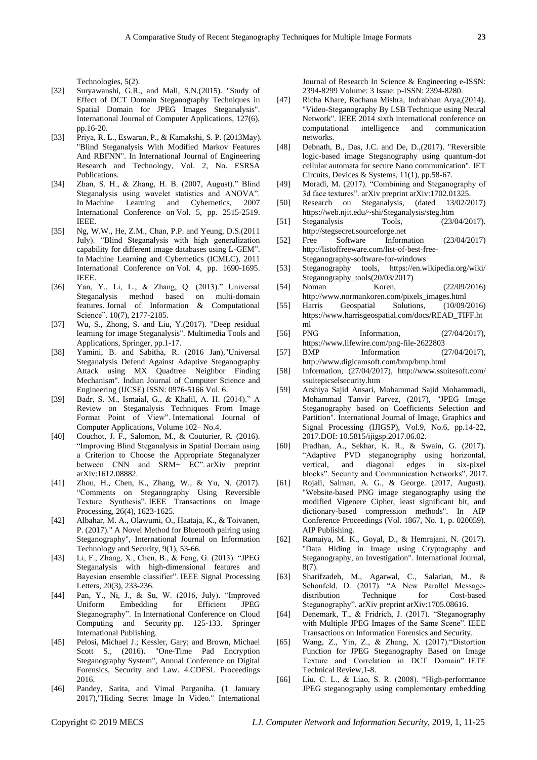Technologies, 5(2).

[32] Suryawanshi, G.R., and Mali, S.N.(2015). "Study of Effect of DCT Domain Steganography Techniques in Spatial Domain for JPEG Images Steganalysis". International Journal of Computer Applications, 127(6), pp.16-20.

[33] Priya, R. L., Eswaran, P., & Kamakshi, S. P. (2013May). "Blind Steganalysis With Modified Markov Features And RBFNN". In International Journal of Engineering Research and Technology, Vol. 2, No. ESRSA Publications.

[34] Zhan, S. H., & Zhang, H. B. (2007, August)." Blind Steganalysis using wavelet statistics and ANOVA". In Machine Learning and Cybernetics, 2007 International Conference on Vol. 5, pp. 2515-2519. IEEE.

[35] Ng, W.W., He, Z.M., Chan, P.P. and Yeung, D.S.(2011 July). "Blind Steganalysis with high generalization capability for different image databases using L-GEM". In Machine Learning and Cybernetics (ICMLC), 2011 International Conference on Vol. 4, pp. 1690-1695. IEEE.

[36] Yan, Y., Li, L., & Zhang, Q. (2013)." Universal Steganalysis method based on multi-domain features. Jornal of Information & Computational Science". 10(7), 2177-2185.

[37] Wu, S., Zhong, S. and Liu, Y.(2017). "Deep residual learning for image Steganalysis". Multimedia Tools and Applications, Springer, pp.1-17.

[38] Yamini, B. and Sabitha, R. (2016 Jan),"Universal Steganalysis Defend Against Adaptive Steganography Attack using MX Quadtree Neighbor Finding Mechanism". Indian Journal of Computer Science and Engineering (IJCSE) ISSN: 0976-5166 Vol. 6.

[39] Badr, S. M., Ismaial, G., & Khalil, A. H. (2014)." A Review on Steganalysis Techniques From Image Format Point of View". International Journal of Computer Applications, Volume 102– No.4.

[40] Couchot, J. F., Salomon, M., & Couturier, R. (2016). "Improving Blind Steganalysis in Spatial Domain using a Criterion to Choose the Appropriate Steganalyzer between CNN and SRM+ EC". arXiv preprint arXiv:1612.08882.

[41] Zhou, H., Chen, K., Zhang, W., & Yu, N. (2017). "Comments on Steganography Using Reversible Texture Synthesis". IEEE Transactions on Image Processing, 26(4), 1623-1625.

[42] Albahar, M. A., Olawumi, O., Haataja, K., & Toivanen, P. (2017)." A Novel Method for Bluetooth pairing using Steganography", International Journal on Information Technology and Security, 9(1), 53-66.

[43] Li, F., Zhang, X., Chen, B., & Feng, G. (2013). "JPEG Steganalysis with high-dimensional features and Bayesian ensemble classifier". IEEE Signal Processing Letters, 20(3), 233-236.

[44] Pan, Y., Ni, J., & Su, W. (2016, July). "Improved Uniform Embedding for Efficient JPEG Steganography". In International Conference on Cloud Computing and Security pp. 125-133. Springer International Publishing.

[45] Pelosi, Michael J.; Kessler, Gary; and Brown, Michael Scott S., (2016). "One-Time Pad Encryption Steganography System", Annual Conference on Digital Forensics, Security and Law. 4.CDFSL Proceedings 2016.

[46] Pandey, Sarita, and Vimal Parganiha. (1 January 2017),"Hiding Secret Image In Video." International Journal of Research In Science & Engineering e-ISSN: 2394-8299 Volume: 3 Issue: p-ISSN: 2394-8280.

[47] Richa Khare, Rachana Mishra, Indrabhan Arya,(2014). "Video-Steganography By LSB Technique using Neural Network". IEEE 2014 sixth international conference on computational intelligence and communication networks.

[48] Debnath, B., Das, J.C. and De, D.,(2017). "Reversible logic-based image Steganography using quantum-dot cellular automata for secure Nano communication". IET Circuits, Devices & Systems, 11(1), pp.58-67.

[49] Moradi, M. (2017). "Combining and Steganography of 3d face textures". arXiv preprint arXiv:1702.01325.

[50] Research on Steganalysis, (dated 13/02/2017) https://web.njit.edu/~shi/Steganalysis/steg.htm

[51] Steganalysis Tools, (23/04/2017). http://stegsecret.sourceforge.net

[52] Free Software Information (23/04/2017) http://listoffreeware.com/list-of-best-free-Steganography-software-for-windows

[53] Steganography tools, https://en.wikipedia.org/wiki/Steganography_tools(20/03/2017)

[54] Noman Koren, (22/09/2016) http://www.normankoren.com/pixels_images.html

[55] Harris Geospatial Solutions, (10/09/2016) https://www.harrisgeospatial.com/docs/READ_TIFF.html

[56] PNG Information, (27/04/2017), https://www.lifewire.com/png-file-2622803

[57] BMP Information (27/04/2017), http://www.digicamsoft.com/bmp/bmp.html

[58] Information, (27/04/2017), http://www.ssuitesoft.com/ssuitepicselsecurity.htm

[59] Arshiya Sajid Ansari, Mohammad Sajid Mohammadi, Mohammad Tanvir Parvez, (2017), "JPEG Image Steganography based on Coefficients Selection and Partition". International Journal of Image, Graphics and Signal Processing (IJIGSP), Vol.9, No.6, pp.14-22, 2017.DOI: 10.5815/ijigsp.2017.06.02.

[60] Pradhan, A., Sekhar, K. R., & Swain, G. (2017). "Adaptive PVD steganography using horizontal, vertical, and diagonal edges in six-pixel blocks". Security and Communication Networks", 2017.

[61] Rojali, Salman, A. G., & George. (2017, August). "Website-based PNG image steganography using the modified Vigenere Cipher, least significant bit, and dictionary-based compression methods". In AIP Conference Proceedings (Vol. 1867, No. 1, p. 020059). AIP Publishing.

[62] Ramaiya, M. K., Goyal, D., & Hemrajani, N. (2017). "Data Hiding in Image using Cryptography and Steganography, an Investigation". International Journal, 8(7).

[63] Sharifzadeh, M., Agarwal, C., Salarian, M., & Schonfeld, D. (2017). "A New Parallel Message-distribution Technique for Cost-based Steganography". arXiv preprint arXiv:1705.08616.

[64] Denemark, T., & Fridrich, J. (2017). "Steganography with Multiple JPEG Images of the Same Scene". IEEE Transactions on Information Forensics and Security.

[65] Wang, Z., Yin, Z., & Zhang, X. (2017)."Distortion Function for JPEG Steganography Based on Image Texture and Correlation in DCT Domain". IETE Technical Review,1-8.

[66] Liu, C. L., & Liao, S. R. (2008). "High-performance JPEG steganography using complementary embedding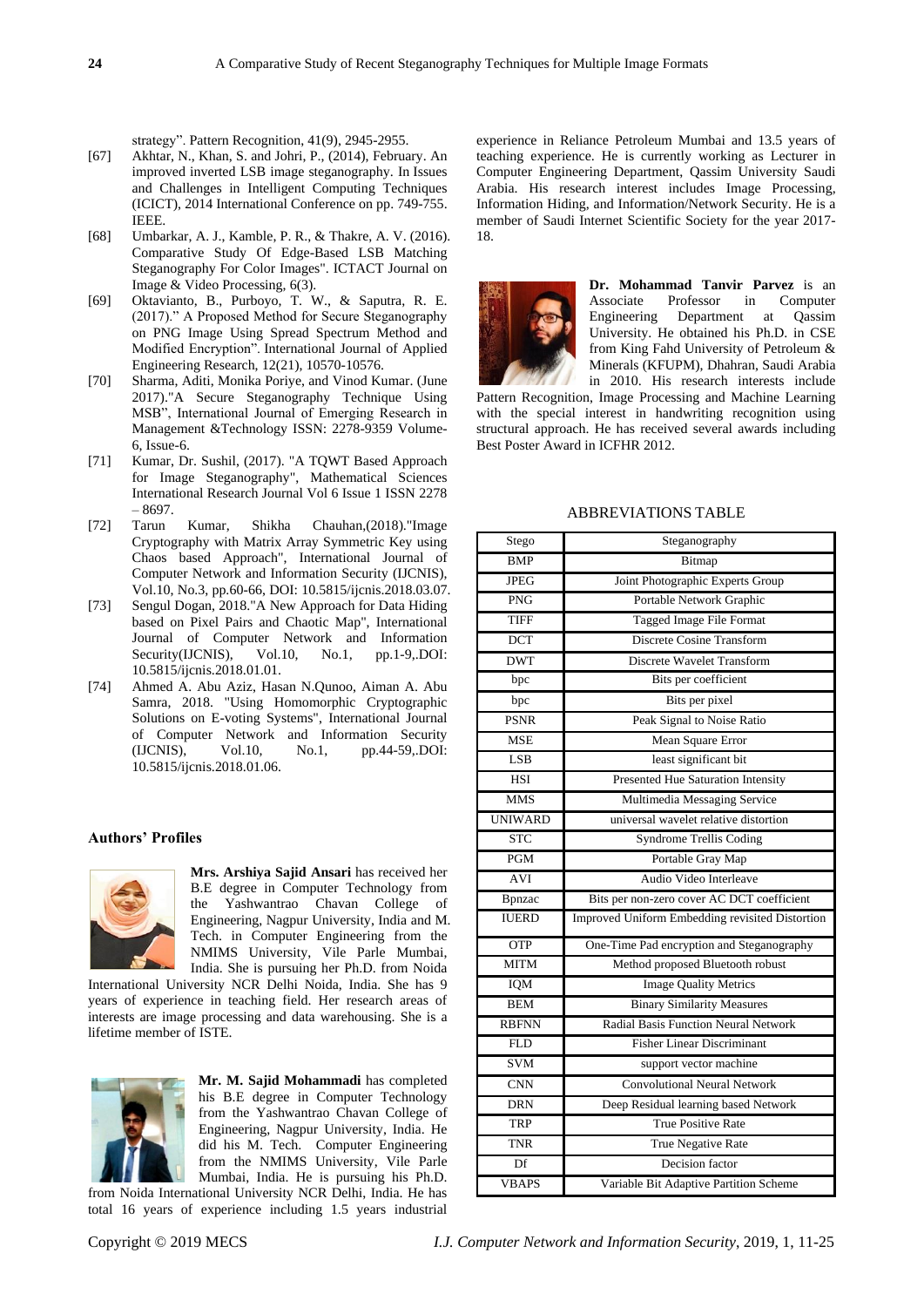strategy". Pattern Recognition, 41(9), 2945-2955.

[67] Akhtar, N., Khan, S. and Johri, P., (2014), February. An improved inverted LSB image steganography. In Issues and Challenges in Intelligent Computing Techniques (ICICT), 2014 International Conference on pp. 749-755. IEEE.

[68] Umbarkar, A. J., Kamble, P. R., & Thakre, A. V. (2016). Comparative Study Of Edge-Based LSB Matching Steganography For Color Images". ICTACT Journal on Image & Video Processing, 6(3).

[69] Oktavianto, B., Purboyo, T. W., & Saputra, R. E. (2017)." A Proposed Method for Secure Steganography on PNG Image Using Spread Spectrum Method and Modified Encryption". International Journal of Applied Engineering Research, 12(21), 10570-10576.

[70] Sharma, Aditi, Monika Poriye, and Vinod Kumar. (June 2017)."A Secure Steganography Technique Using MSB", International Journal of Emerging Research in Management &Technology ISSN: 2278-9359 Volume-6, Issue-6.

[71] Kumar, Dr. Sushil, (2017). "A TQWT Based Approach for Image Steganography", Mathematical Sciences International Research Journal Vol 6 Issue 1 ISSN 2278 – 8697.

[72] Tarun Kumar, Shikha Chauhan,(2018)."Image Cryptography with Matrix Array Symmetric Key using Chaos based Approach", International Journal of Computer Network and Information Security (IJCNIS), Vol.10, No.3, pp.60-66, DOI: 10.5815/ijcnis.2018.03.07.

[73] Sengul Dogan, 2018."A New Approach for Data Hiding based on Pixel Pairs and Chaotic Map", International Journal of Computer Network and Information Security(IJCNIS), Vol.10, No.1, pp.1-9,.DOI: 10.5815/ijcnis.2018.01.01.

[74] Ahmed A. Abu Aziz, Hasan N.Qunoo, Aiman A. Abu Samra, 2018. "Using Homomorphic Cryptographic Solutions on E-voting Systems", International Journal of Computer Network and Information Security (IJCNIS), Vol.10, No.1, pp.44-59,.DOI: 10.5815/ijcnis.2018.01.06.

## Authors' Profiles

**Mrs. Arshiya Sajid Ansari** has received her B.E degree in Computer Technology from the Yashwantrao Chavan College of Engineering, Nagpur University, India and M. Tech. in Computer Engineering from the NMIMS University, Vile Parle Mumbai, India. She is pursuing her Ph.D. from Noida International University NCR Delhi Noida, India. She has 9 years of experience in teaching field. Her research areas of interests are image processing and data warehousing. She is a lifetime member of ISTE.

**Mr. M. Sajid Mohammadi** has completed his B.E degree in Computer Technology from the Yashwantrao Chavan College of Engineering, Nagpur University, India. He did his M. Tech. Computer Engineering from the NMIMS University, Vile Parle Mumbai, India. He is pursuing his Ph.D. from Noida International University NCR Delhi, India. He has total 16 years of experience including 1.5 years industrial experience in Reliance Petroleum Mumbai and 13.5 years of teaching experience. He is currently working as Lecturer in Computer Engineering Department, Qassim University Saudi Arabia. His research interest includes Image Processing, Information Hiding, and Information/Network Security. He is a member of Saudi Internet Scientific Society for the year 2017-18.

**Dr. Mohammad Tanvir Parvez** is an Associate Professor in Computer Engineering Department at Qassim University. He obtained his Ph.D. in CSE from King Fahd University of Petroleum & Minerals (KFUPM), Dhahran, Saudi Arabia in 2010. His research interests include Pattern Recognition, Image Processing and Machine Learning with the special interest in handwriting recognition using structural approach. He has received several awards including Best Poster Award in ICFHR 2012.

ABBREVIATIONS TABLE

| Abbreviation | Meaning |
|---|---|
| Stego | Steganography |
| BMP | Bitmap |
| JPEG | Joint Photographic Experts Group |
| PNG | Portable Network Graphic |
| TIFF | Tagged Image File Format |
| DCT | Discrete Cosine Transform |
| DWT | Discrete Wavelet Transform |
| bpc | Bits per coefficient |
| bpc | Bits per pixel |
| PSNR | Peak Signal to Noise Ratio |
| MSE | Mean Square Error |
| LSB | least significant bit |
| HSI | Presented Hue Saturation Intensity |
| MMS | Multimedia Messaging Service |
| UNIWARD | universal wavelet relative distortion |
| STC | Syndrome Trellis Coding |
| PGM | Portable Gray Map |
| AVI | Audio Video Interleave |
| Bpnzac | Bits per non-zero cover AC DCT coefficient |
| IUERD | Improved Uniform Embedding revisited Distortion |
| OTP | One-Time Pad encryption and Steganography |
| MITM | Method proposed Bluetooth robust |
| IQM | Image Quality Metrics |
| BEM | Binary Similarity Measures |
| RBFNN | Radial Basis Function Neural Network |
| FLD | Fisher Linear Discriminant |
| SVM | support vector machine |
| CNN | Convolutional Neural Network |
| DRN | Deep Residual learning based Network |
| TRP | True Positive Rate |
| TNR | True Negative Rate |
| Df | Decision factor |
| VBAPS | Variable Bit Adaptive Partition Scheme |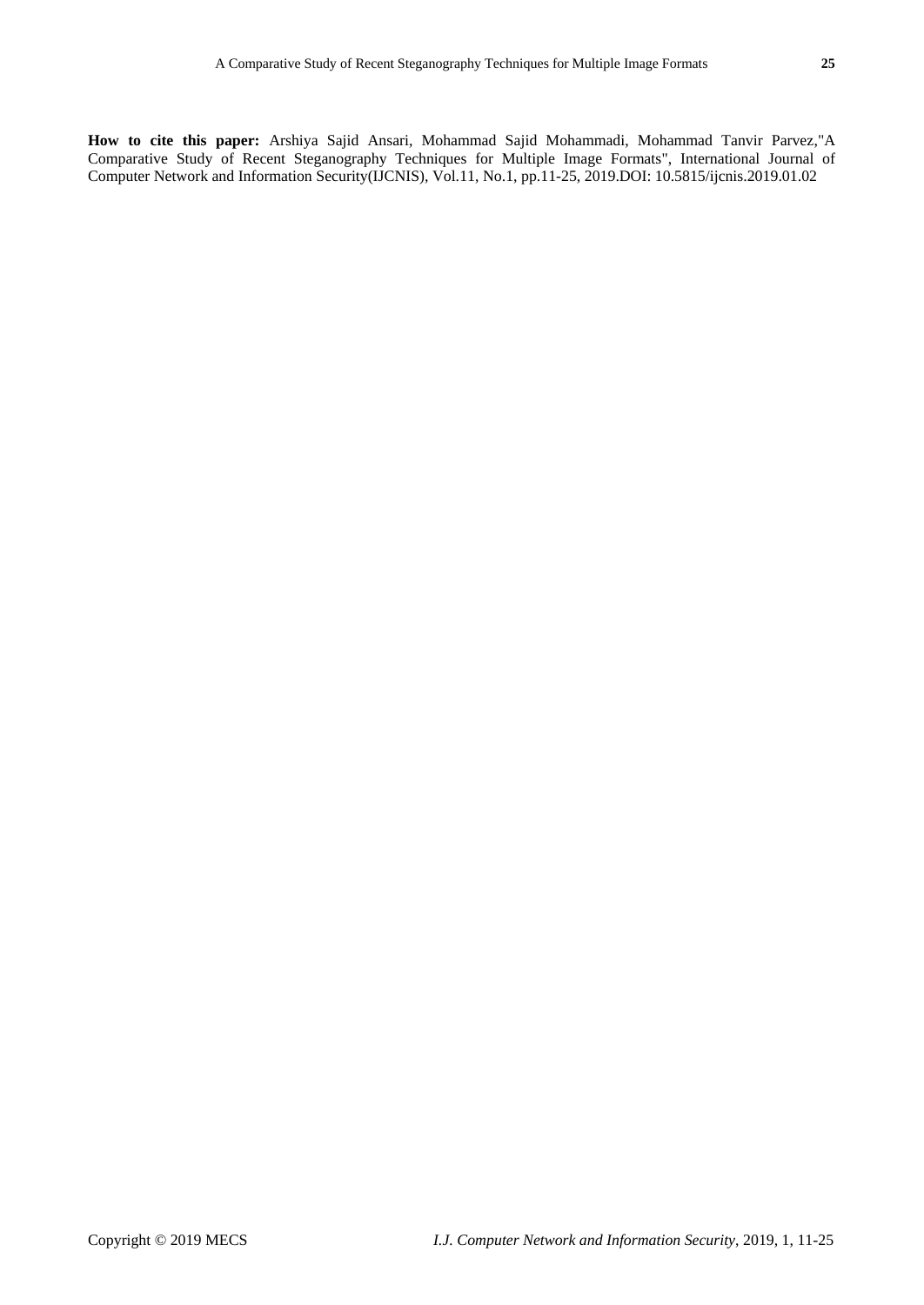**How to cite this paper:** Arshiya Sajid Ansari, Mohammad Sajid Mohammadi, Mohammad Tanvir Parvez,"A Comparative Study of Recent Steganography Techniques for Multiple Image Formats", International Journal of Computer Network and Information Security(IJCNIS), Vol.11, No.1, pp.11-25, 2019.DOI: 10.5815/ijcnis.2019.01.02